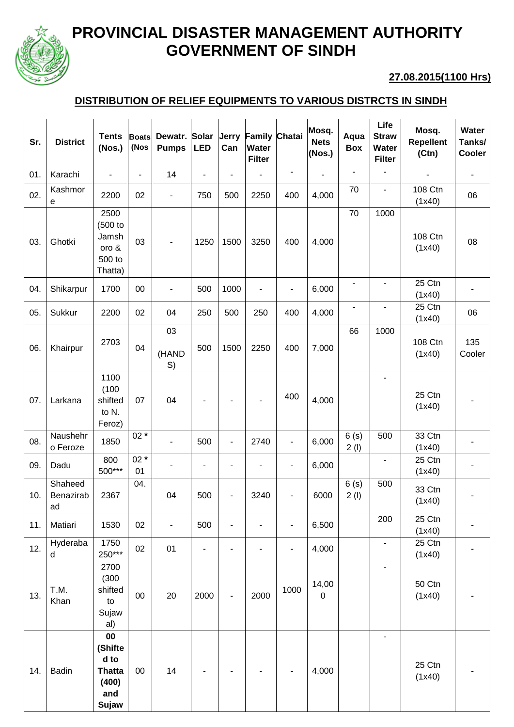# PROVINCIAL DISASTER MANAGEMENT AUTHORITY GOVERNMENT OF SINDH

**27.08.2015(1100 Hrs)**

## DISTRIBUTION OF RELIEF EQUIPMENTS TO VARIOUS DISTRCTS IN SINDH

| Sr. | District | Tents (Nos.) | Boats (Nos | Dewatr. Pumps | Solar LED | Jerry Can | Family Water Filter | Chatai | Mosq. Nets (Nos.) | Aqua Box | Life Straw Water Filter | Mosq. Repellent (Ctn) | Water Tanks/ Cooler |
|---|---|---|---|---|---|---|---|---|---|---|---|---|---|
| 01. | Karachi | - | - | 14 | - | - | - | - | - | - | - | - | - |
| 02. | Kashmore | 2200 | 02 | - | 750 | 500 | 2250 | 400 | 4,000 | 70 | - | 108 Ctn (1x40) | 06 |
| 03. | Ghotki | 2500 (500 to Jamshoro & 500 to Thatta) | 03 | - | 1250 | 1500 | 3250 | 400 | 4,000 | 70 | 1000 | 108 Ctn (1x40) | 08 |
| 04. | Shikarpur | 1700 | 00 | - | 500 | 1000 | - | - | 6,000 | - | - | 25 Ctn (1x40) | - |
| 05. | Sukkur | 2200 | 02 | 04 | 250 | 500 | 250 | 400 | 4,000 | - | - | 25 Ctn (1x40) | 06 |
| 06. | Khairpur | 2703 | 04 | 03 (HANDS) | 500 | 1500 | 2250 | 400 | 7,000 | 66 | 1000 | 108 Ctn (1x40) | 135 Cooler |
| 07. | Larkana | 1100 (100 shifted to N. Feroz) | 07 | 04 | - | - | - | 400 | 4,000 | | - | 25 Ctn (1x40) | - |
| 08. | Naushehro Feroze | 1850 | 02 **\*** | - | 500 | - | 2740 | - | 6,000 | 6 (s) 2 (l) | 500 | 33 Ctn (1x40) | - |
| 09. | Dadu | 800 500*** | 02 **\*** 01 | - | - | - | - | - | 6,000 | | - | 25 Ctn (1x40) | - |
| 10. | Shaheed Benazirabad | 2367 | 04. | 04 | 500 | - | 3240 | - | 6000 | 6 (s) 2 (l) | 500 | 33 Ctn (1x40) | - |
| 11. | Matiari | 1530 | 02 | - | 500 | - | - | - | 6,500 | | 200 | 25 Ctn (1x40) | - |
| 12. | Hyderabad | 1750 250*** | 02 | 01 | - | - | - | - | 4,000 | | - | 25 Ctn (1x40) | - |
| 13. | T.M. Khan | 2700 (300 shifted to Sujawal) | 00 | 20 | 2000 | - | 2000 | 1000 | 14,000 | | - | 50 Ctn (1x40) | - |
| 14. | Badin | **00 (Shifted to Thatta (400) and Sujaw** | 00 | 14 | - | - | - | - | 4,000 | | - | 25 Ctn (1x40) | - |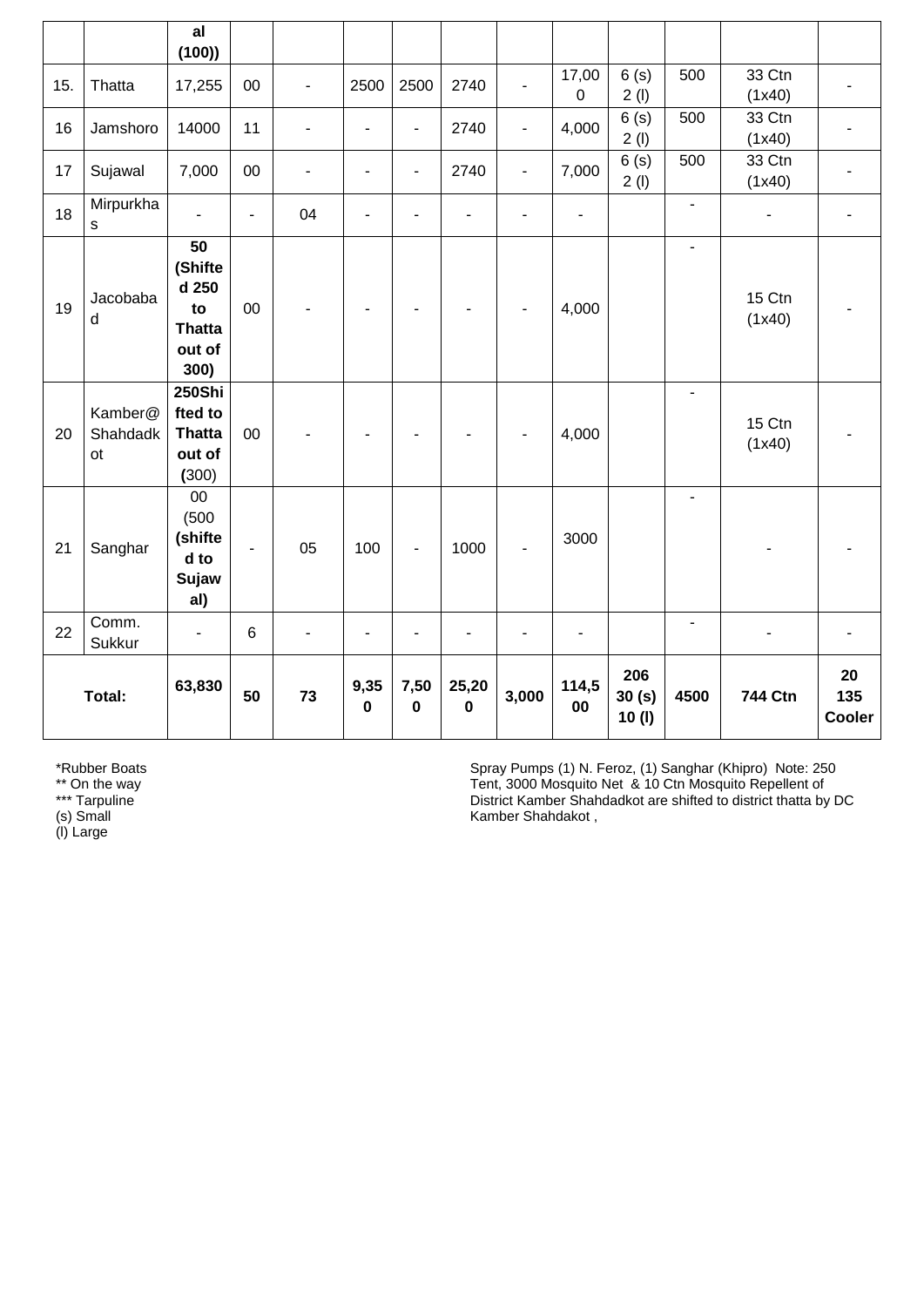| | | | | | | | | | | | | | |
|---|---|---|---|---|---|---|---|---|---|---|---|---|---|
| | | **al (100))** | | | | | | | | | | | |
| 15. | Thatta | 17,255 | 00 | - | 2500 | 2500 | 2740 | - | 17,000 | 6 (s) 2 (l) | 500 | 33 Ctn (1x40) | - |
| 16 | Jamshoro | 14000 | 11 | - | - | - | 2740 | - | 4,000 | 6 (s) 2 (l) | 500 | 33 Ctn (1x40) | - |
| 17 | Sujawal | 7,000 | 00 | - | - | - | 2740 | - | 7,000 | 6 (s) 2 (l) | 500 | 33 Ctn (1x40) | - |
| 18 | Mirpurkhas | - | - | 04 | - | - | - | - | - | | - | - | - |
| 19 | Jacobabad | **50 (Shifted 250 to Thatta out of 300)** | 00 | - | - | - | - | - | 4,000 | | - | 15 Ctn (1x40) | - |
| 20 | Kamber@ Shahdadkot | **250Shifted to Thatta out of (**300) | 00 | - | - | - | - | - | 4,000 | | - | 15 Ctn (1x40) | - |
| 21 | Sanghar | 00 (500 **(shifted to Sujawal)** | - | 05 | 100 | - | 1000 | - | 3000 | | - | - | - |
| 22 | Comm. Sukkur | - | 6 | - | - | - | - | - | - | | - | - | - |
| **Total:** | | **63,830** | **50** | **73** | **9,350** | **7,500** | **25,200** | **3,000** | **114,500** | **206 30 (s) 10 (l)** | **4500** | **744 Ctn** | **20 135 Cooler** |

*Rubber Boats
** On the way
*** Tarpuline
(s) Small
(l) Large

Spray Pumps (1) N. Feroz, (1) Sanghar (Khipro) Note: 250 Tent, 3000 Mosquito Net & 10 Ctn Mosquito Repellent of District Kamber Shahdadkot are shifted to district thatta by DC Kamber Shahdakot ,